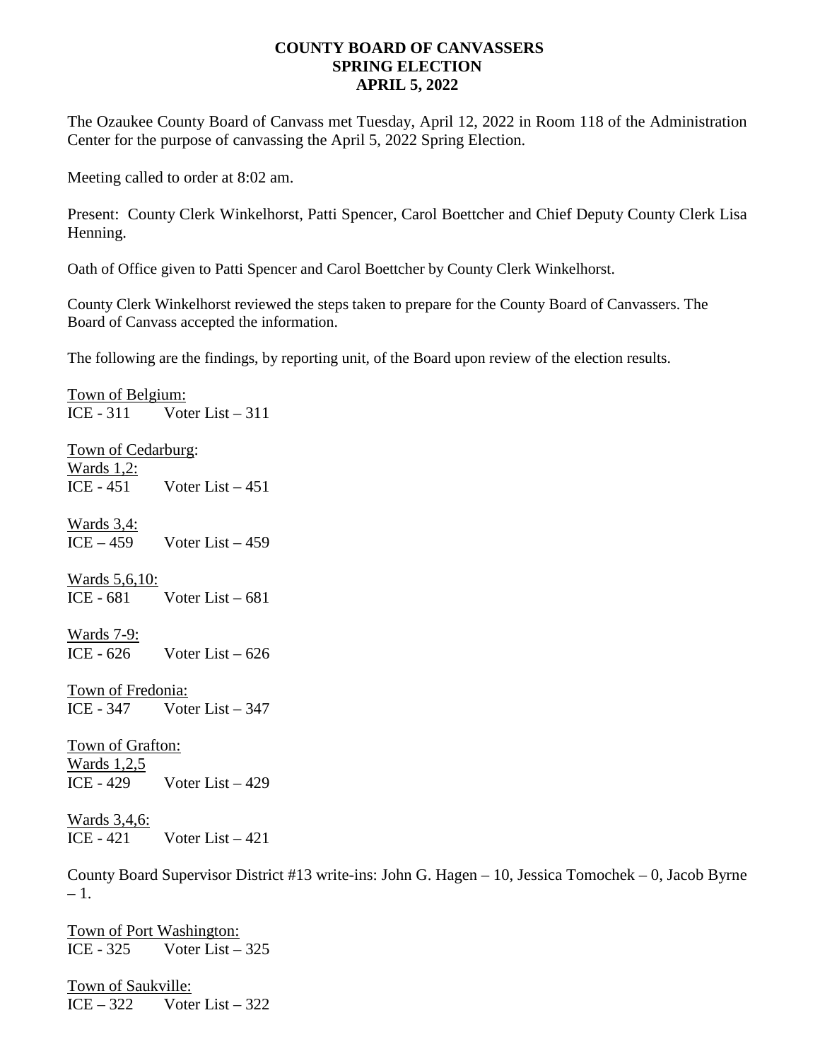# COUNTY BOARD OF CANVASSERS
## SPRING ELECTION
## APRIL 5, 2022

The Ozaukee County Board of Canvass met Tuesday, April 12, 2022 in Room 118 of the Administration Center for the purpose of canvassing the April 5, 2022 Spring Election.

Meeting called to order at 8:02 am.

Present: County Clerk Winkelhorst, Patti Spencer, Carol Boettcher and Chief Deputy County Clerk Lisa Henning.

Oath of Office given to Patti Spencer and Carol Boettcher by County Clerk Winkelhorst.

County Clerk Winkelhorst reviewed the steps taken to prepare for the County Board of Canvassers. The Board of Canvass accepted the information.

The following are the findings, by reporting unit, of the Board upon review of the election results.

<u>Town of Belgium:</u>
ICE - 311 Voter List – 311

<u>Town of Cedarburg</u>:
<u>Wards 1,2:</u>
ICE - 451 Voter List – 451

<u>Wards 3,4:</u>
ICE – 459 Voter List – 459

<u>Wards 5,6,10:</u>
ICE - 681 Voter List – 681

<u>Wards 7-9:</u>
ICE - 626 Voter List – 626

<u>Town of Fredonia:</u>
ICE - 347 Voter List – 347

<u>Town of Grafton:</u>
<u>Wards 1,2,5</u>
ICE - 429 Voter List – 429

<u>Wards 3,4,6:</u>
ICE - 421 Voter List – 421

County Board Supervisor District #13 write-ins: John G. Hagen – 10, Jessica Tomochek – 0, Jacob Byrne – 1.

<u>Town of Port Washington:</u>
ICE - 325 Voter List – 325

<u>Town of Saukville:</u>
ICE – 322 Voter List – 322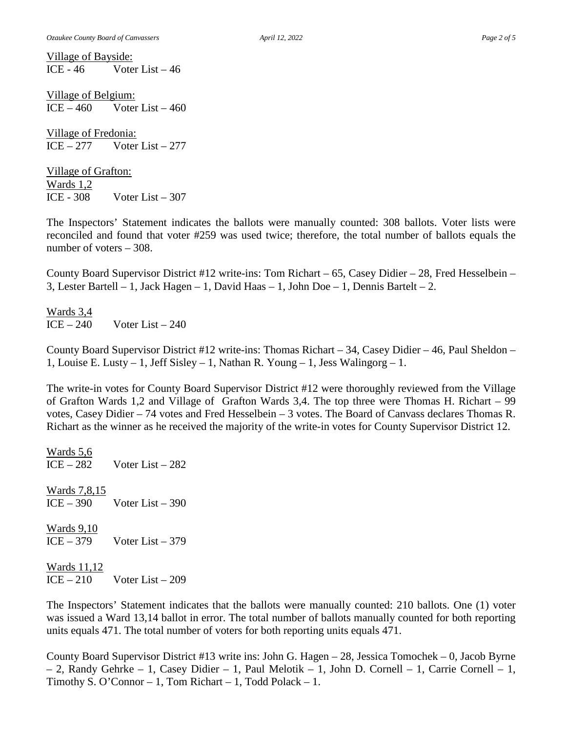Village of Bayside:
ICE - 46 Voter List – 46

Village of Belgium:
ICE – 460 Voter List – 460

Village of Fredonia:
ICE – 277 Voter List – 277

Village of Grafton:
Wards 1,2
ICE - 308 Voter List – 307

The Inspectors' Statement indicates the ballots were manually counted: 308 ballots. Voter lists were reconciled and found that voter #259 was used twice; therefore, the total number of ballots equals the number of voters – 308.

County Board Supervisor District #12 write-ins: Tom Richart – 65, Casey Didier – 28, Fred Hesselbein – 3, Lester Bartell – 1, Jack Hagen – 1, David Haas – 1, John Doe – 1, Dennis Bartelt – 2.

Wards 3,4
ICE – 240 Voter List – 240

County Board Supervisor District #12 write-ins: Thomas Richart – 34, Casey Didier – 46, Paul Sheldon – 1, Louise E. Lusty – 1, Jeff Sisley – 1, Nathan R. Young – 1, Jess Walingorg – 1.

The write-in votes for County Board Supervisor District #12 were thoroughly reviewed from the Village of Grafton Wards 1,2 and Village of Grafton Wards 3,4. The top three were Thomas H. Richart – 99 votes, Casey Didier – 74 votes and Fred Hesselbein – 3 votes. The Board of Canvass declares Thomas R. Richart as the winner as he received the majority of the write-in votes for County Supervisor District 12.

Wards 5,6
ICE – 282 Voter List – 282

Wards 7,8,15
ICE – 390 Voter List – 390

Wards 9,10
ICE – 379 Voter List – 379

Wards 11,12
ICE – 210 Voter List – 209

The Inspectors' Statement indicates that the ballots were manually counted: 210 ballots. One (1) voter was issued a Ward 13,14 ballot in error. The total number of ballots manually counted for both reporting units equals 471. The total number of voters for both reporting units equals 471.

County Board Supervisor District #13 write ins: John G. Hagen – 28, Jessica Tomochek – 0, Jacob Byrne – 2, Randy Gehrke – 1, Casey Didier – 1, Paul Melotik – 1, John D. Cornell – 1, Carrie Cornell – 1, Timothy S. O'Connor – 1, Tom Richart – 1, Todd Polack – 1.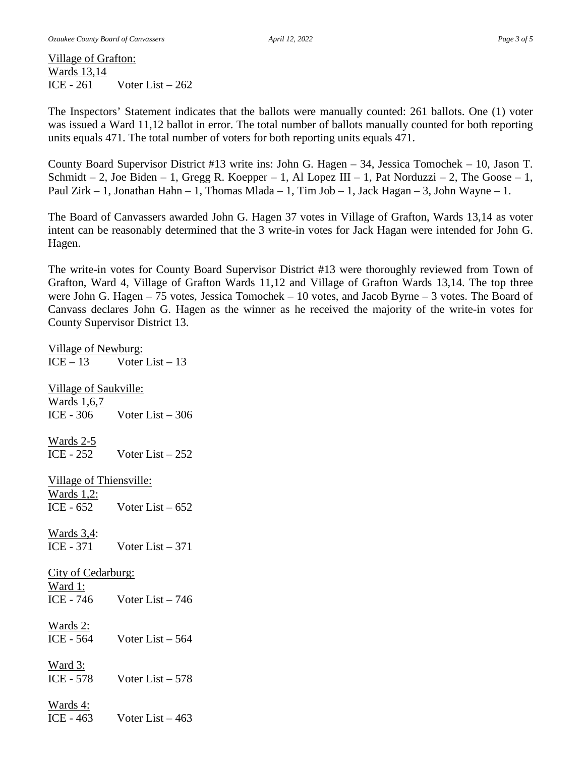Village of Grafton:
Wards 13,14
ICE - 261 Voter List – 262

The Inspectors' Statement indicates that the ballots were manually counted: 261 ballots. One (1) voter was issued a Ward 11,12 ballot in error. The total number of ballots manually counted for both reporting units equals 471. The total number of voters for both reporting units equals 471.

County Board Supervisor District #13 write ins: John G. Hagen – 34, Jessica Tomochek – 10, Jason T. Schmidt – 2, Joe Biden – 1, Gregg R. Koepper – 1, Al Lopez III – 1, Pat Norduzzi – 2, The Goose – 1, Paul Zirk – 1, Jonathan Hahn – 1, Thomas Mlada – 1, Tim Job – 1, Jack Hagan – 3, John Wayne – 1.

The Board of Canvassers awarded John G. Hagen 37 votes in Village of Grafton, Wards 13,14 as voter intent can be reasonably determined that the 3 write-in votes for Jack Hagan were intended for John G. Hagen.

The write-in votes for County Board Supervisor District #13 were thoroughly reviewed from Town of Grafton, Ward 4, Village of Grafton Wards 11,12 and Village of Grafton Wards 13,14. The top three were John G. Hagen – 75 votes, Jessica Tomochek – 10 votes, and Jacob Byrne – 3 votes. The Board of Canvass declares John G. Hagen as the winner as he received the majority of the write-in votes for County Supervisor District 13.

Village of Newburg:
ICE – 13 Voter List – 13

Village of Saukville:
Wards 1,6,7
ICE - 306 Voter List – 306

Wards 2-5
ICE - 252 Voter List – 252

Village of Thiensville:
Wards 1,2:
ICE - 652 Voter List – 652

Wards 3,4:
ICE - 371 Voter List – 371

City of Cedarburg:
Ward 1:
ICE - 746 Voter List – 746

Wards 2:
ICE - 564 Voter List – 564

Ward 3:
ICE - 578 Voter List – 578

Wards 4:
ICE - 463 Voter List – 463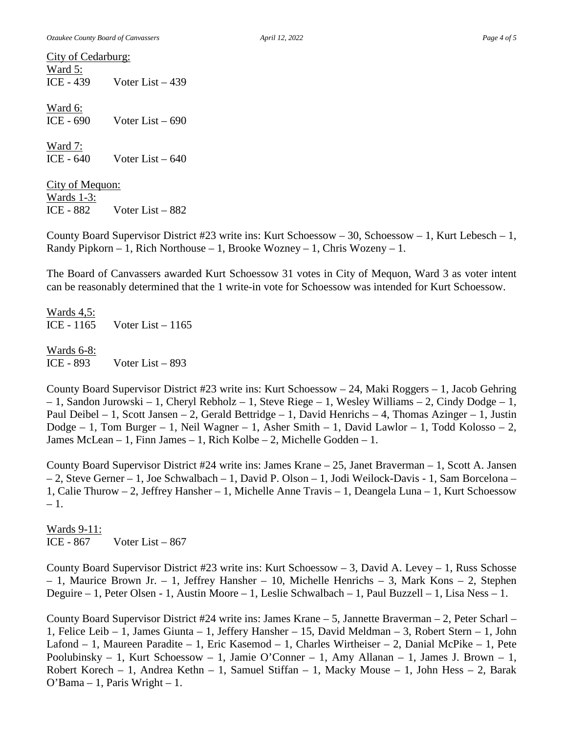<u>City of Cedarburg:</u>

<u>Ward 5:</u>
ICE - 439 Voter List – 439

<u>Ward 6:</u>
ICE - 690 Voter List – 690

<u>Ward 7:</u>
ICE - 640 Voter List – 640

<u>City of Mequon:</u>

<u>Wards 1-3:</u>
ICE - 882 Voter List – 882

County Board Supervisor District #23 write ins: Kurt Schoessow – 30, Schoessow – 1, Kurt Lebesch – 1, Randy Pipkorn – 1, Rich Northouse – 1, Brooke Wozney – 1, Chris Wozeny – 1.

The Board of Canvassers awarded Kurt Schoessow 31 votes in City of Mequon, Ward 3 as voter intent can be reasonably determined that the 1 write-in vote for Schoessow was intended for Kurt Schoessow.

<u>Wards 4,5:</u>
ICE - 1165 Voter List – 1165

<u>Wards 6-8:</u>
ICE - 893 Voter List – 893

County Board Supervisor District #23 write ins: Kurt Schoessow – 24, Maki Roggers – 1, Jacob Gehring – 1, Sandon Jurowski – 1, Cheryl Rebholz – 1, Steve Riege – 1, Wesley Williams – 2, Cindy Dodge – 1, Paul Deibel – 1, Scott Jansen – 2, Gerald Bettridge – 1, David Henrichs – 4, Thomas Azinger – 1, Justin Dodge – 1, Tom Burger – 1, Neil Wagner – 1, Asher Smith – 1, David Lawlor – 1, Todd Kolosso – 2, James McLean – 1, Finn James – 1, Rich Kolbe – 2, Michelle Godden – 1.

County Board Supervisor District #24 write ins: James Krane – 25, Janet Braverman – 1, Scott A. Jansen – 2, Steve Gerner – 1, Joe Schwalbach – 1, David P. Olson – 1, Jodi Weilock-Davis - 1, Sam Borcelona – 1, Calie Thurow – 2, Jeffrey Hansher – 1, Michelle Anne Travis – 1, Deangela Luna – 1, Kurt Schoessow – 1.

<u>Wards 9-11:</u>
ICE - 867 Voter List – 867

County Board Supervisor District #23 write ins: Kurt Schoessow – 3, David A. Levey – 1, Russ Schosse – 1, Maurice Brown Jr. – 1, Jeffrey Hansher – 10, Michelle Henrichs – 3, Mark Kons – 2, Stephen Deguire – 1, Peter Olsen - 1, Austin Moore – 1, Leslie Schwalbach – 1, Paul Buzzell – 1, Lisa Ness – 1.

County Board Supervisor District #24 write ins: James Krane – 5, Jannette Braverman – 2, Peter Scharl – 1, Felice Leib – 1, James Giunta – 1, Jeffery Hansher – 15, David Meldman – 3, Robert Stern – 1, John Lafond – 1, Maureen Paradite – 1, Eric Kasemod – 1, Charles Wirtheiser – 2, Danial McPike – 1, Pete Poolubinsky – 1, Kurt Schoessow – 1, Jamie O'Conner – 1, Amy Allanan – 1, James J. Brown – 1, Robert Korech – 1, Andrea Kethn – 1, Samuel Stiffan – 1, Macky Mouse – 1, John Hess – 2, Barak O'Bama – 1, Paris Wright – 1.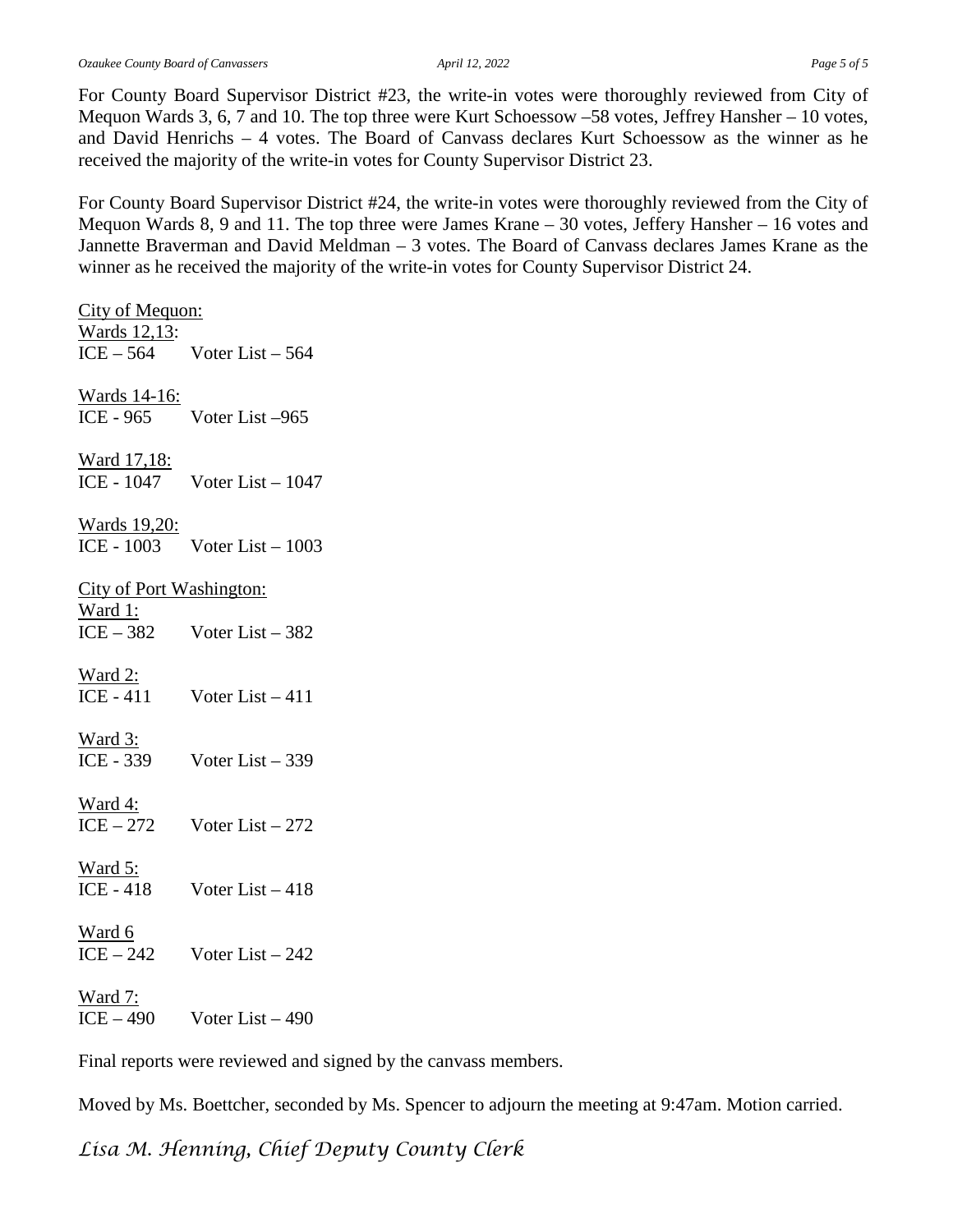For County Board Supervisor District #23, the write-in votes were thoroughly reviewed from City of Mequon Wards 3, 6, 7 and 10. The top three were Kurt Schoessow –58 votes, Jeffrey Hansher – 10 votes, and David Henrichs – 4 votes. The Board of Canvass declares Kurt Schoessow as the winner as he received the majority of the write-in votes for County Supervisor District 23.

For County Board Supervisor District #24, the write-in votes were thoroughly reviewed from the City of Mequon Wards 8, 9 and 11. The top three were James Krane – 30 votes, Jeffery Hansher – 16 votes and Jannette Braverman and David Meldman – 3 votes. The Board of Canvass declares James Krane as the winner as he received the majority of the write-in votes for County Supervisor District 24.

<u>City of Mequon:</u>
<u>Wards 12,13</u>:
ICE – 564 Voter List – 564

<u>Wards 14-16:</u>
ICE - 965 Voter List –965

<u>Ward 17,18:</u>
ICE - 1047 Voter List – 1047

<u>Wards 19,20:</u>
ICE - 1003 Voter List – 1003

<u>City of Port Washington:</u>
<u>Ward 1:</u>
ICE – 382 Voter List – 382

<u>Ward 2:</u>
ICE - 411 Voter List – 411

<u>Ward 3:</u>
ICE - 339 Voter List – 339

<u>Ward 4:</u>
ICE – 272 Voter List – 272

<u>Ward 5:</u>
ICE - 418 Voter List – 418

<u>Ward 6</u>
ICE – 242 Voter List – 242

<u>Ward 7:</u>
ICE – 490 Voter List – 490

Final reports were reviewed and signed by the canvass members.

Moved by Ms. Boettcher, seconded by Ms. Spencer to adjourn the meeting at 9:47am. Motion carried.

*Lisa M. Henning, Chief Deputy County Clerk*